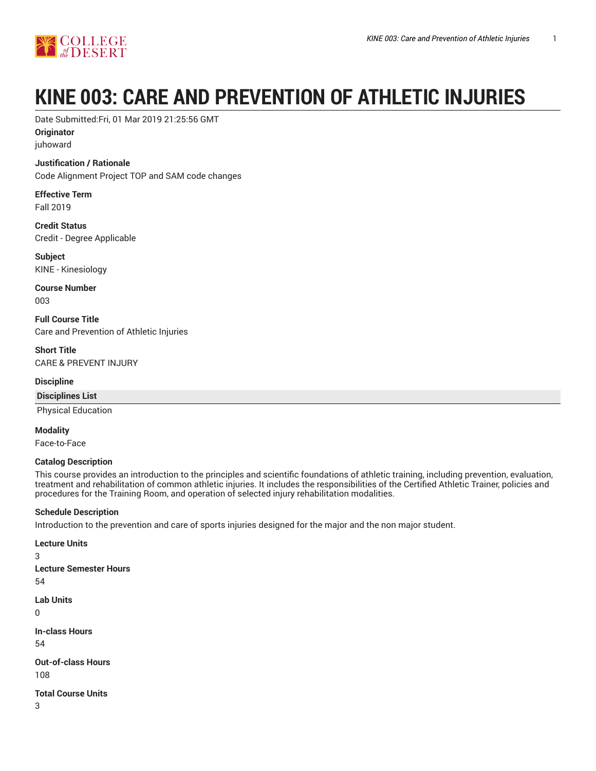# KINE 003: CARE AND PREVENTION OF ATHLETIC INJURIES

Date Submitted:Fri, 01 Mar 2019 21:25:56 GMT

**Originator**

juhoward

**Justification / Rationale**

Code Alignment Project TOP and SAM code changes

**Effective Term**

Fall 2019

**Credit Status**

Credit - Degree Applicable

**Subject**

KINE - Kinesiology

**Course Number**

003

**Full Course Title**

Care and Prevention of Athletic Injuries

**Short Title**

CARE & PREVENT INJURY

**Discipline**

| Disciplines List |
|---|
| Physical Education |

**Modality**

Face-to-Face

**Catalog Description**

This course provides an introduction to the principles and scientific foundations of athletic training, including prevention, evaluation, treatment and rehabilitation of common athletic injuries. It includes the responsibilities of the Certified Athletic Trainer, policies and procedures for the Training Room, and operation of selected injury rehabilitation modalities.

**Schedule Description**

Introduction to the prevention and care of sports injuries designed for the major and the non major student.

**Lecture Units**

3

**Lecture Semester Hours**

54

**Lab Units**

0

**In-class Hours**

54

**Out-of-class Hours**

108

**Total Course Units**

3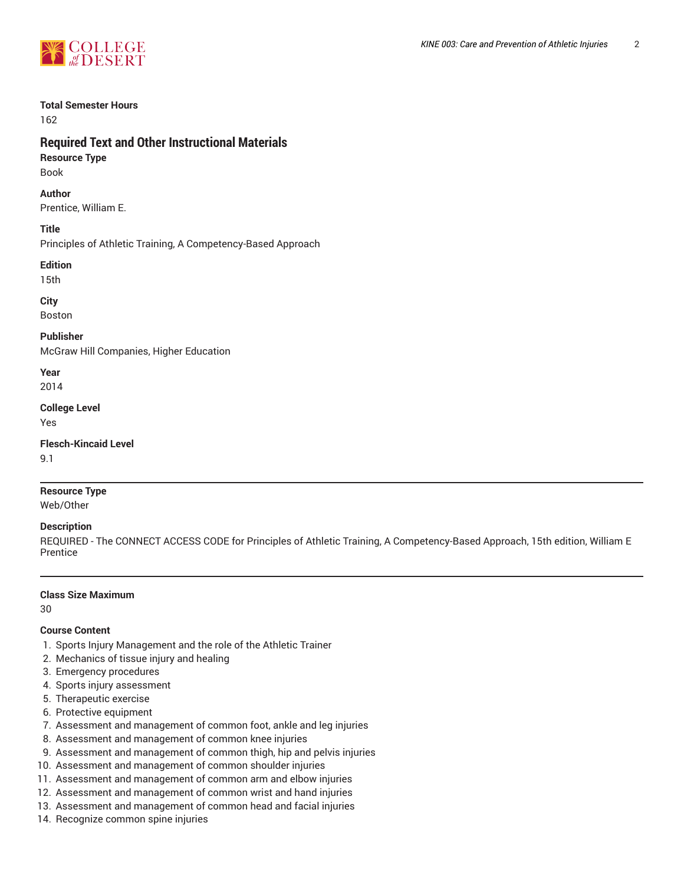**Total Semester Hours**

162

## Required Text and Other Instructional Materials

**Resource Type**

Book

**Author**

Prentice, William E.

**Title**

Principles of Athletic Training, A Competency-Based Approach

**Edition**

15th

**City**

Boston

**Publisher**

McGraw Hill Companies, Higher Education

**Year**

2014

**College Level**

Yes

**Flesch-Kincaid Level**

9.1

---

**Resource Type**

Web/Other

**Description**

REQUIRED - The CONNECT ACCESS CODE for Principles of Athletic Training, A Competency-Based Approach, 15th edition, William E Prentice

---

**Class Size Maximum**

30

**Course Content**

1. Sports Injury Management and the role of the Athletic Trainer
2. Mechanics of tissue injury and healing
3. Emergency procedures
4. Sports injury assessment
5. Therapeutic exercise
6. Protective equipment
7. Assessment and management of common foot, ankle and leg injuries
8. Assessment and management of common knee injuries
9. Assessment and management of common thigh, hip and pelvis injuries
10. Assessment and management of common shoulder injuries
11. Assessment and management of common arm and elbow injuries
12. Assessment and management of common wrist and hand injuries
13. Assessment and management of common head and facial injuries
14. Recognize common spine injuries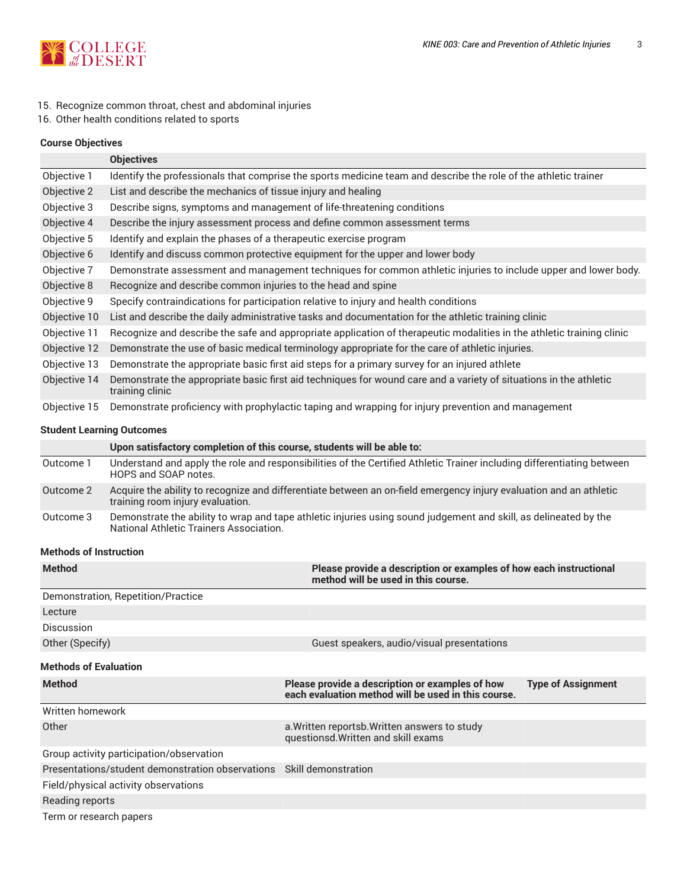15. Recognize common throat, chest and abdominal injuries
16. Other health conditions related to sports

### Course Objectives

| | Objectives |
|---|---|
| Objective 1 | Identify the professionals that comprise the sports medicine team and describe the role of the athletic trainer |
| Objective 2 | List and describe the mechanics of tissue injury and healing |
| Objective 3 | Describe signs, symptoms and management of life-threatening conditions |
| Objective 4 | Describe the injury assessment process and define common assessment terms |
| Objective 5 | Identify and explain the phases of a therapeutic exercise program |
| Objective 6 | Identify and discuss common protective equipment for the upper and lower body |
| Objective 7 | Demonstrate assessment and management techniques for common athletic injuries to include upper and lower body. |
| Objective 8 | Recognize and describe common injuries to the head and spine |
| Objective 9 | Specify contraindications for participation relative to injury and health conditions |
| Objective 10 | List and describe the daily administrative tasks and documentation for the athletic training clinic |
| Objective 11 | Recognize and describe the safe and appropriate application of therapeutic modalities in the athletic training clinic |
| Objective 12 | Demonstrate the use of basic medical terminology appropriate for the care of athletic injuries. |
| Objective 13 | Demonstrate the appropriate basic first aid steps for a primary survey for an injured athlete |
| Objective 14 | Demonstrate the appropriate basic first aid techniques for wound care and a variety of situations in the athletic training clinic |
| Objective 15 | Demonstrate proficiency with prophylactic taping and wrapping for injury prevention and management |

### Student Learning Outcomes

| | Upon satisfactory completion of this course, students will be able to: |
|---|---|
| Outcome 1 | Understand and apply the role and responsibilities of the Certified Athletic Trainer including differentiating between HOPS and SOAP notes. |
| Outcome 2 | Acquire the ability to recognize and differentiate between an on-field emergency injury evaluation and an athletic training room injury evaluation. |
| Outcome 3 | Demonstrate the ability to wrap and tape athletic injuries using sound judgement and skill, as delineated by the National Athletic Trainers Association. |

### Methods of Instruction

| Method | Please provide a description or examples of how each instructional method will be used in this course. |
|---|---|
| Demonstration, Repetition/Practice | |
| Lecture | |
| Discussion | |
| Other (Specify) | Guest speakers, audio/visual presentations |

### Methods of Evaluation

| Method | Please provide a description or examples of how each evaluation method will be used in this course. | Type of Assignment |
|---|---|---|
| Written homework | | |
| Other | a.Written reportsb.Written answers to study questionsd.Written and skill exams | |
| Group activity participation/observation | | |
| Presentations/student demonstration observations | Skill demonstration | |
| Field/physical activity observations | | |
| Reading reports | | |
| Term or research papers | | |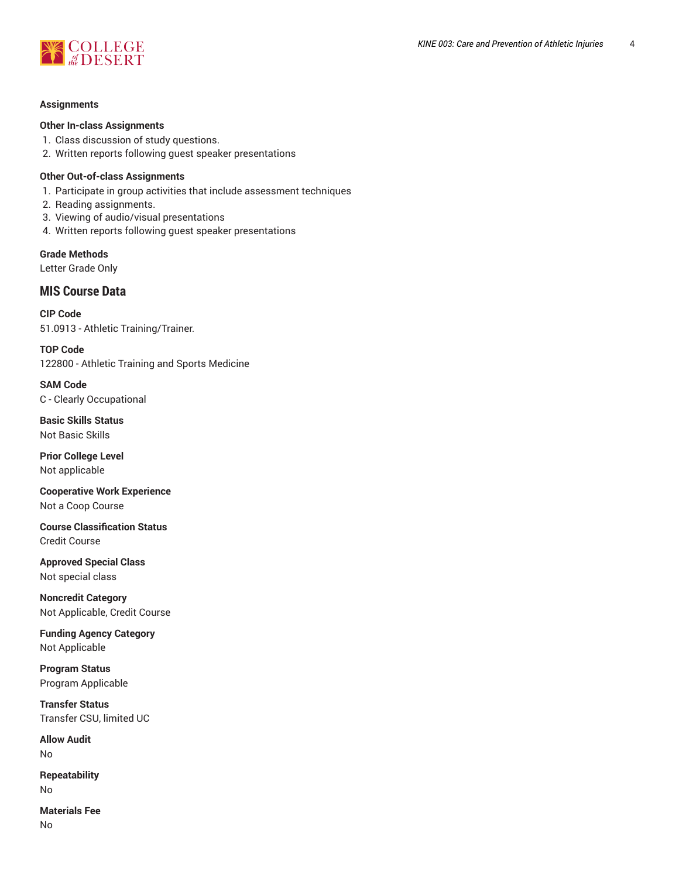### Assignments

#### Other In-class Assignments

1. Class discussion of study questions.
2. Written reports following guest speaker presentations

#### Other Out-of-class Assignments

1. Participate in group activities that include assessment techniques
2. Reading assignments.
3. Viewing of audio/visual presentations
4. Written reports following guest speaker presentations

#### Grade Methods

Letter Grade Only

## MIS Course Data

#### CIP Code

51.0913 - Athletic Training/Trainer.

#### TOP Code

122800 - Athletic Training and Sports Medicine

#### SAM Code

C - Clearly Occupational

#### Basic Skills Status

Not Basic Skills

#### Prior College Level

Not applicable

#### Cooperative Work Experience

Not a Coop Course

#### Course Classification Status

Credit Course

#### Approved Special Class

Not special class

#### Noncredit Category

Not Applicable, Credit Course

#### Funding Agency Category

Not Applicable

#### Program Status

Program Applicable

#### Transfer Status

Transfer CSU, limited UC

#### Allow Audit

No

#### Repeatability

No

#### Materials Fee

No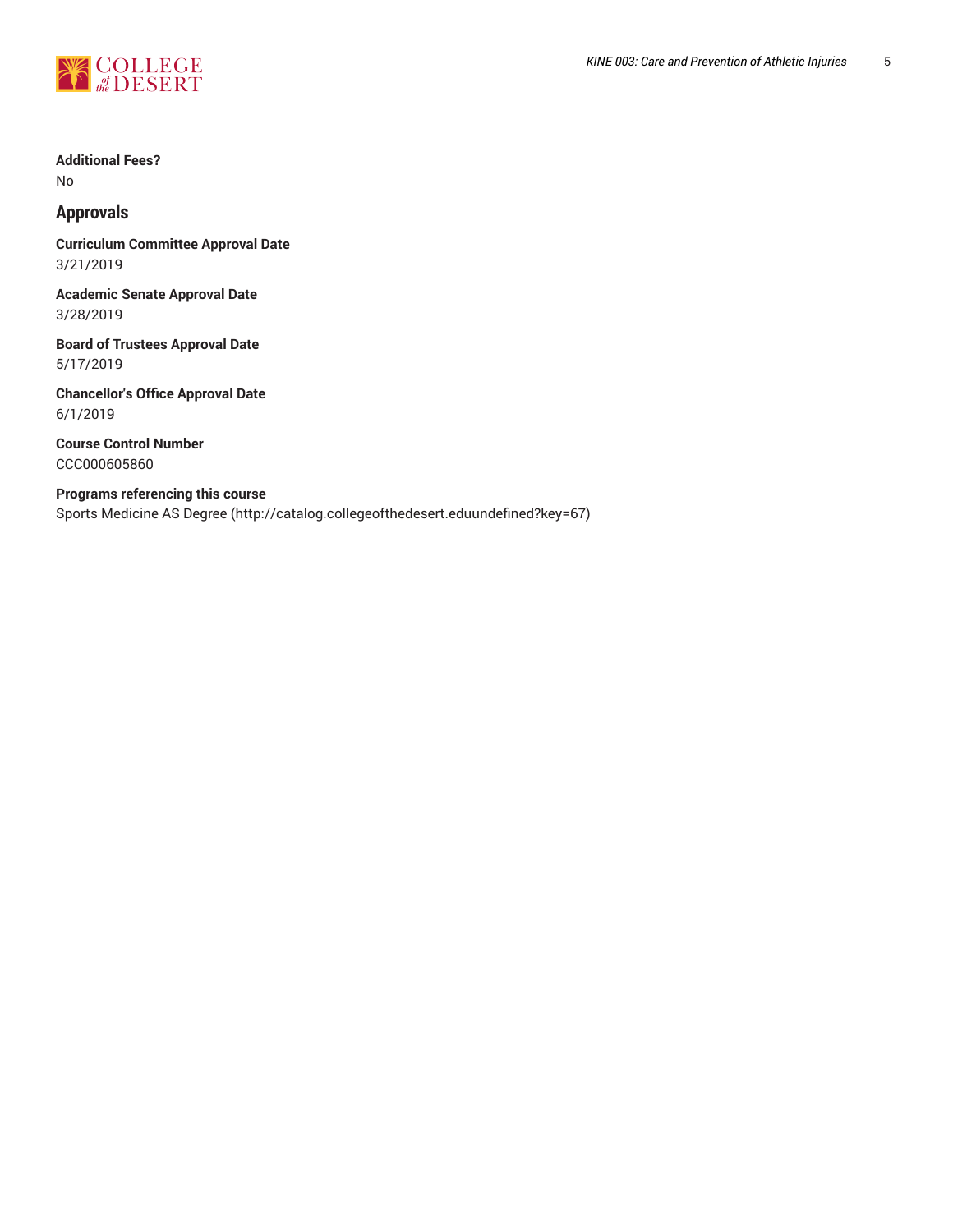**Additional Fees?**
No

## Approvals

**Curriculum Committee Approval Date**
3/21/2019

**Academic Senate Approval Date**
3/28/2019

**Board of Trustees Approval Date**
5/17/2019

**Chancellor's Office Approval Date**
6/1/2019

**Course Control Number**
CCC000605860

**Programs referencing this course**
Sports Medicine AS Degree (http://catalog.collegeofthedesert.eduundefined?key=67)